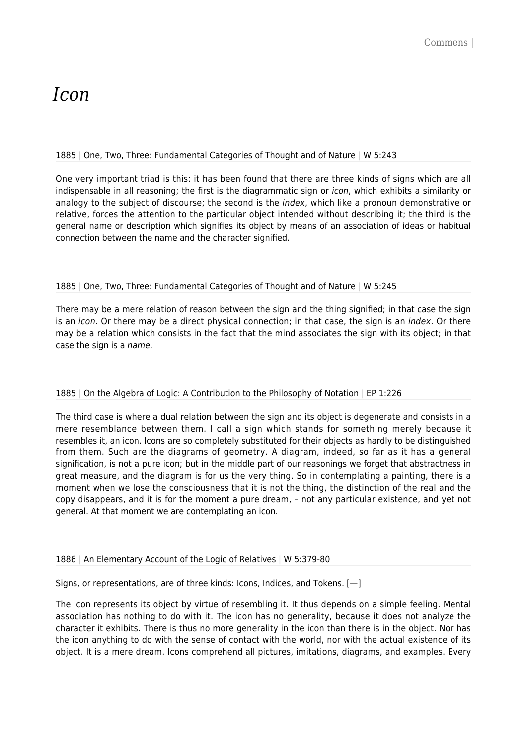# *Icon*

1885 | One, Two, Three: Fundamental Categories of Thought and of Nature | W 5:243

One very important triad is this: it has been found that there are three kinds of signs which are all indispensable in all reasoning; the first is the diagrammatic sign or *icon*, which exhibits a similarity or analogy to the subject of discourse; the second is the *index*, which like a pronoun demonstrative or relative, forces the attention to the particular object intended without describing it; the third is the general name or description which signifies its object by means of an association of ideas or habitual connection between the name and the character signified.

1885 | One, Two, Three: Fundamental Categories of Thought and of Nature | W 5:245

There may be a mere relation of reason between the sign and the thing signified; in that case the sign is an *icon*. Or there may be a direct physical connection; in that case, the sign is an *index*. Or there may be a relation which consists in the fact that the mind associates the sign with its object; in that case the sign is a *name*.

1885 | On the Algebra of Logic: A Contribution to the Philosophy of Notation | EP 1:226

The third case is where a dual relation between the sign and its object is degenerate and consists in a mere resemblance between them. I call a sign which stands for something merely because it resembles it, an icon. Icons are so completely substituted for their objects as hardly to be distinguished from them. Such are the diagrams of geometry. A diagram, indeed, so far as it has a general signification, is not a pure icon; but in the middle part of our reasonings we forget that abstractness in great measure, and the diagram is for us the very thing. So in contemplating a painting, there is a moment when we lose the consciousness that it is not the thing, the distinction of the real and the copy disappears, and it is for the moment a pure dream, – not any particular existence, and yet not general. At that moment we are contemplating an icon.

1886 | An Elementary Account of the Logic of Relatives | W 5:379-80

Signs, or representations, are of three kinds: Icons, Indices, and Tokens. [—]

The icon represents its object by virtue of resembling it. It thus depends on a simple feeling. Mental association has nothing to do with it. The icon has no generality, because it does not analyze the character it exhibits. There is thus no more generality in the icon than there is in the object. Nor has the icon anything to do with the sense of contact with the world, nor with the actual existence of its object. It is a mere dream. Icons comprehend all pictures, imitations, diagrams, and examples. Every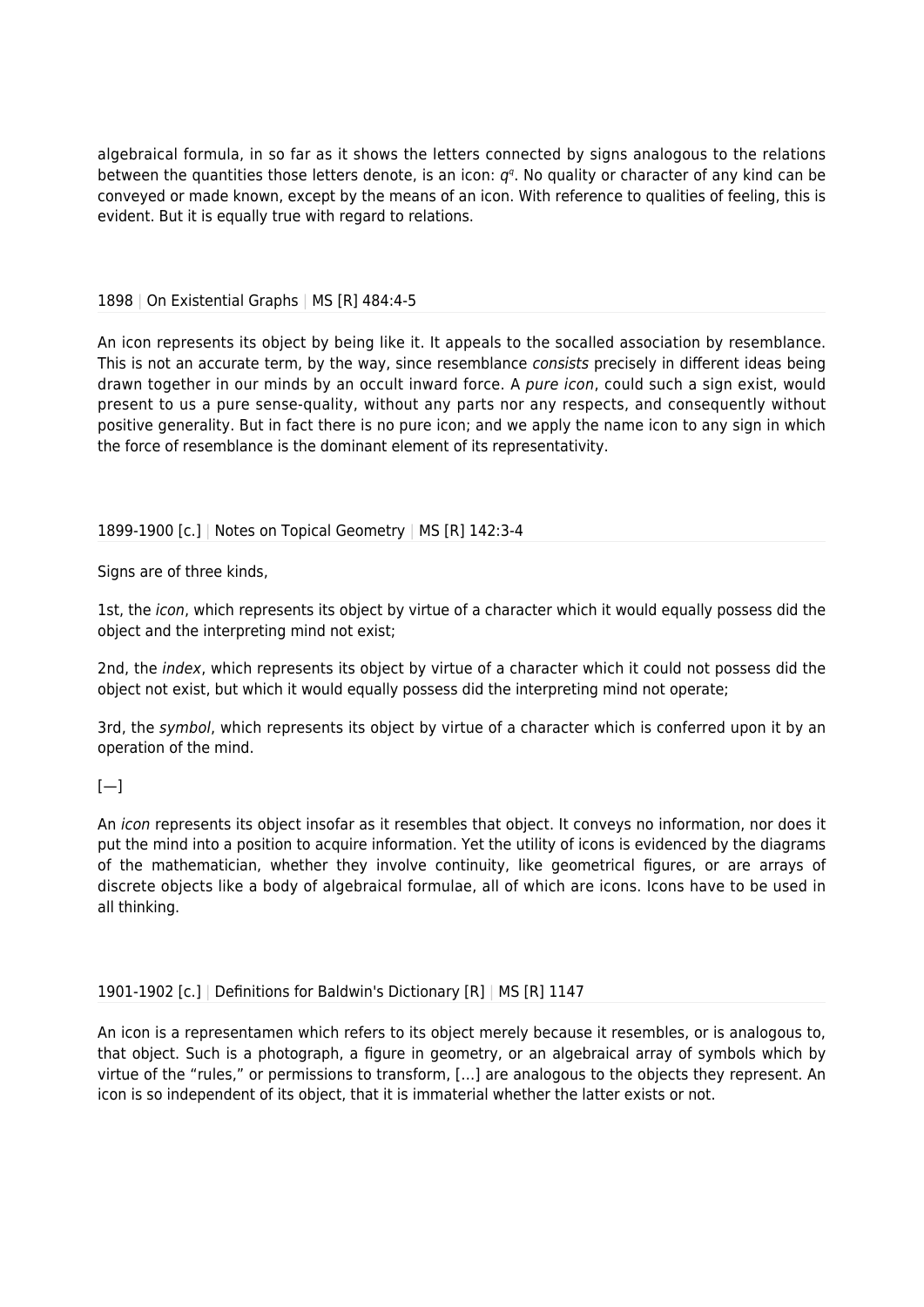algebraical formula, in so far as it shows the letters connected by signs analogous to the relations between the quantities those letters denote, is an icon: $q^q$. No quality or character of any kind can be conveyed or made known, except by the means of an icon. With reference to qualities of feeling, this is evident. But it is equally true with regard to relations.

1898 | On Existential Graphs | MS [R] 484:4-5

An icon represents its object by being like it. It appeals to the socalled association by resemblance. This is not an accurate term, by the way, since resemblance *consists* precisely in different ideas being drawn together in our minds by an occult inward force. A *pure icon*, could such a sign exist, would present to us a pure sense-quality, without any parts nor any respects, and consequently without positive generality. But in fact there is no pure icon; and we apply the name icon to any sign in which the force of resemblance is the dominant element of its representativity.

1899-1900 [c.] | Notes on Topical Geometry | MS [R] 142:3-4

Signs are of three kinds,

1st, the *icon*, which represents its object by virtue of a character which it would equally possess did the object and the interpreting mind not exist;

2nd, the *index*, which represents its object by virtue of a character which it could not possess did the object not exist, but which it would equally possess did the interpreting mind not operate;

3rd, the *symbol*, which represents its object by virtue of a character which is conferred upon it by an operation of the mind.

[—]

An *icon* represents its object insofar as it resembles that object. It conveys no information, nor does it put the mind into a position to acquire information. Yet the utility of icons is evidenced by the diagrams of the mathematician, whether they involve continuity, like geometrical figures, or are arrays of discrete objects like a body of algebraical formulae, all of which are icons. Icons have to be used in all thinking.

1901-1902 [c.] | Definitions for Baldwin's Dictionary [R] | MS [R] 1147

An icon is a representamen which refers to its object merely because it resembles, or is analogous to, that object. Such is a photograph, a figure in geometry, or an algebraical array of symbols which by virtue of the "rules," or permissions to transform, […] are analogous to the objects they represent. An icon is so independent of its object, that it is immaterial whether the latter exists or not.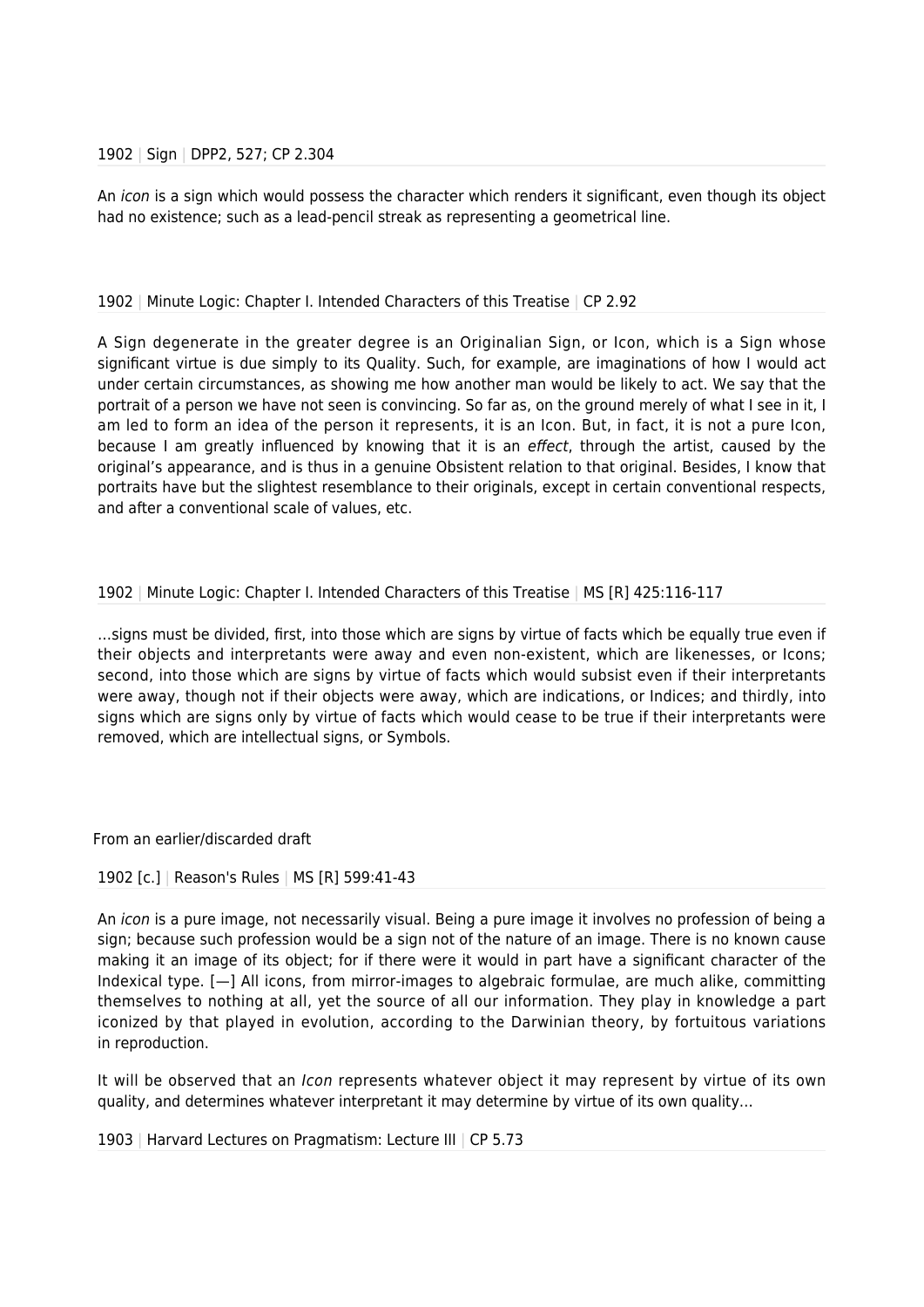1902 | Sign | DPP2, 527; CP 2.304

An *icon* is a sign which would possess the character which renders it significant, even though its object had no existence; such as a lead-pencil streak as representing a geometrical line.

1902 | Minute Logic: Chapter I. Intended Characters of this Treatise | CP 2.92

A Sign degenerate in the greater degree is an Originalian Sign, or Icon, which is a Sign whose significant virtue is due simply to its Quality. Such, for example, are imaginations of how I would act under certain circumstances, as showing me how another man would be likely to act. We say that the portrait of a person we have not seen is convincing. So far as, on the ground merely of what I see in it, I am led to form an idea of the person it represents, it is an Icon. But, in fact, it is not a pure Icon, because I am greatly influenced by knowing that it is an *effect*, through the artist, caused by the original's appearance, and is thus in a genuine Obsistent relation to that original. Besides, I know that portraits have but the slightest resemblance to their originals, except in certain conventional respects, and after a conventional scale of values, etc.

1902 | Minute Logic: Chapter I. Intended Characters of this Treatise | MS [R] 425:116-117

…signs must be divided, first, into those which are signs by virtue of facts which be equally true even if their objects and interpretants were away and even non-existent, which are likenesses, or Icons; second, into those which are signs by virtue of facts which would subsist even if their interpretants were away, though not if their objects were away, which are indications, or Indices; and thirdly, into signs which are signs only by virtue of facts which would cease to be true if their interpretants were removed, which are intellectual signs, or Symbols.

From an earlier/discarded draft

1902 [c.] | Reason's Rules | MS [R] 599:41-43

An *icon* is a pure image, not necessarily visual. Being a pure image it involves no profession of being a sign; because such profession would be a sign not of the nature of an image. There is no known cause making it an image of its object; for if there were it would in part have a significant character of the Indexical type. [—] All icons, from mirror-images to algebraic formulae, are much alike, committing themselves to nothing at all, yet the source of all our information. They play in knowledge a part iconized by that played in evolution, according to the Darwinian theory, by fortuitous variations in reproduction.

It will be observed that an *Icon* represents whatever object it may represent by virtue of its own quality, and determines whatever interpretant it may determine by virtue of its own quality…

1903 | Harvard Lectures on Pragmatism: Lecture III | CP 5.73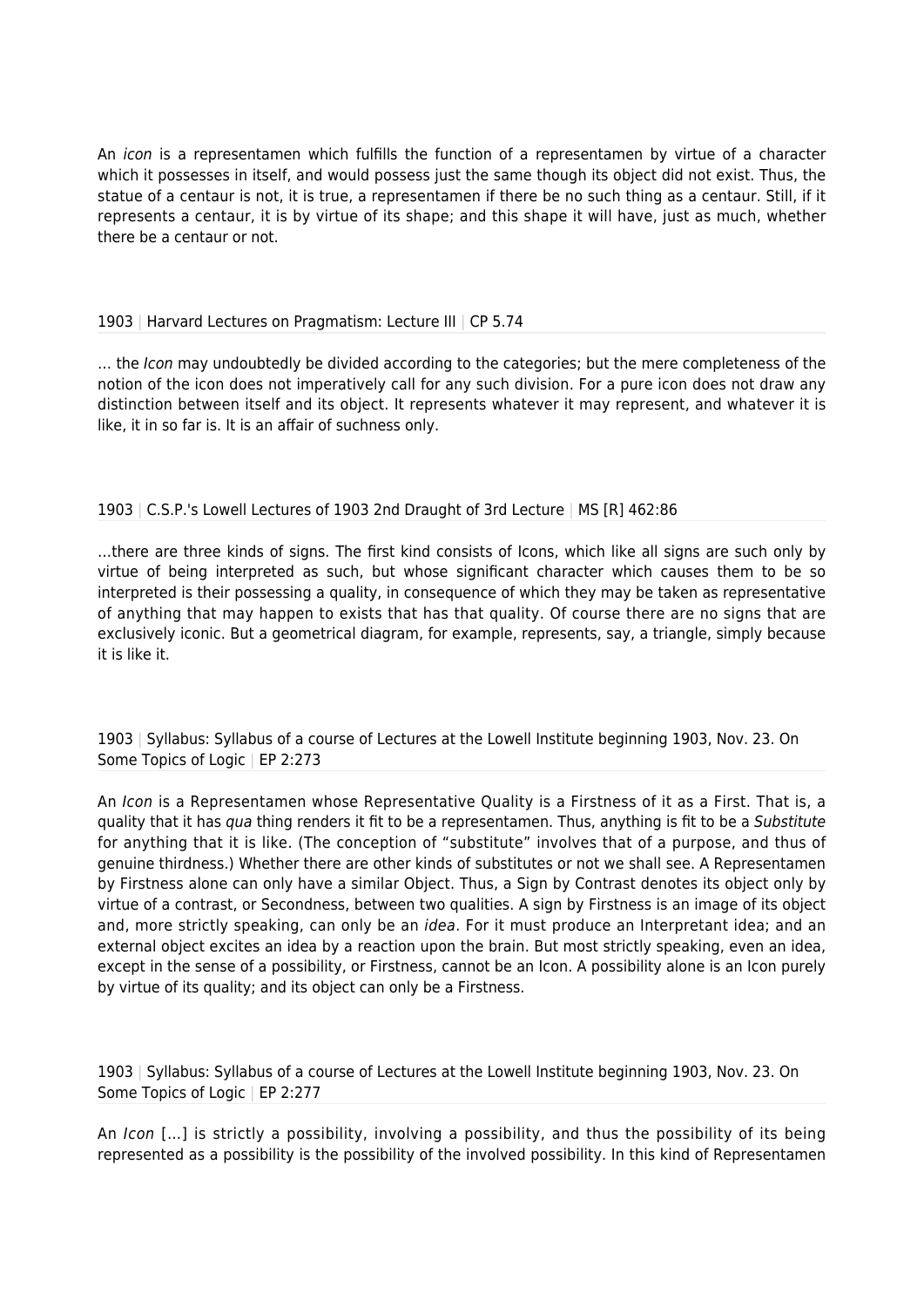An *icon* is a representamen which fulfills the function of a representamen by virtue of a character which it possesses in itself, and would possess just the same though its object did not exist. Thus, the statue of a centaur is not, it is true, a representamen if there be no such thing as a centaur. Still, if it represents a centaur, it is by virtue of its shape; and this shape it will have, just as much, whether there be a centaur or not.

1903 | Harvard Lectures on Pragmatism: Lecture III | CP 5.74

… the *Icon* may undoubtedly be divided according to the categories; but the mere completeness of the notion of the icon does not imperatively call for any such division. For a pure icon does not draw any distinction between itself and its object. It represents whatever it may represent, and whatever it is like, it in so far is. It is an affair of suchness only.

1903 | C.S.P.'s Lowell Lectures of 1903 2nd Draught of 3rd Lecture | MS [R] 462:86

…there are three kinds of signs. The first kind consists of Icons, which like all signs are such only by virtue of being interpreted as such, but whose significant character which causes them to be so interpreted is their possessing a quality, in consequence of which they may be taken as representative of anything that may happen to exists that has that quality. Of course there are no signs that are exclusively iconic. But a geometrical diagram, for example, represents, say, a triangle, simply because it is like it.

1903 | Syllabus: Syllabus of a course of Lectures at the Lowell Institute beginning 1903, Nov. 23. On Some Topics of Logic | EP 2:273

An *Icon* is a Representamen whose Representative Quality is a Firstness of it as a First. That is, a quality that it has *qua* thing renders it fit to be a representamen. Thus, anything is fit to be a *Substitute* for anything that it is like. (The conception of "substitute" involves that of a purpose, and thus of genuine thirdness.) Whether there are other kinds of substitutes or not we shall see. A Representamen by Firstness alone can only have a similar Object. Thus, a Sign by Contrast denotes its object only by virtue of a contrast, or Secondness, between two qualities. A sign by Firstness is an image of its object and, more strictly speaking, can only be an *idea*. For it must produce an Interpretant idea; and an external object excites an idea by a reaction upon the brain. But most strictly speaking, even an idea, except in the sense of a possibility, or Firstness, cannot be an Icon. A possibility alone is an Icon purely by virtue of its quality; and its object can only be a Firstness.

1903 | Syllabus: Syllabus of a course of Lectures at the Lowell Institute beginning 1903, Nov. 23. On Some Topics of Logic | EP 2:277

An *Icon* […] is strictly a possibility, involving a possibility, and thus the possibility of its being represented as a possibility is the possibility of the involved possibility. In this kind of Representamen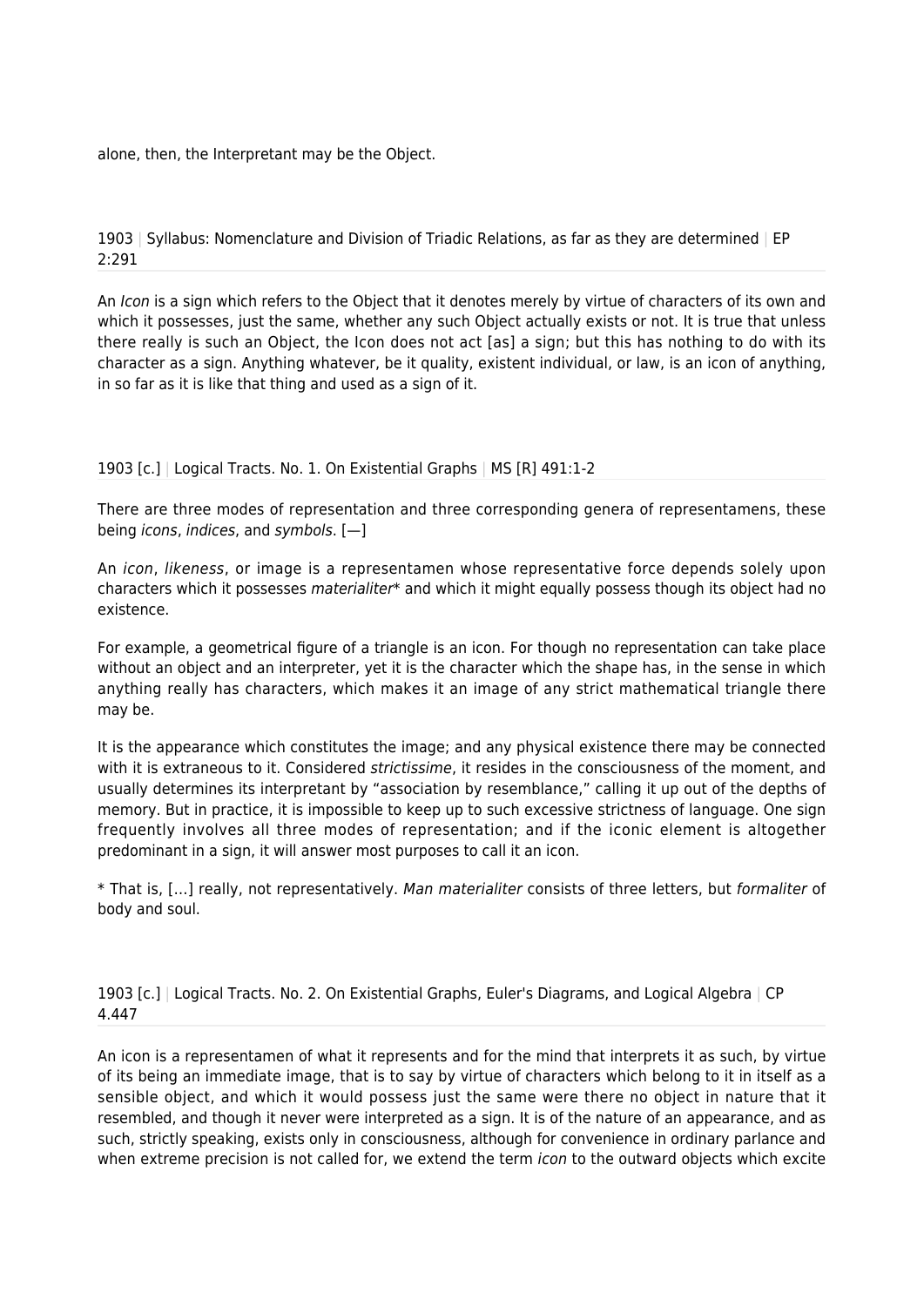alone, then, the Interpretant may be the Object.

1903 | Syllabus: Nomenclature and Division of Triadic Relations, as far as they are determined | EP 2:291

An *Icon* is a sign which refers to the Object that it denotes merely by virtue of characters of its own and which it possesses, just the same, whether any such Object actually exists or not. It is true that unless there really is such an Object, the Icon does not act [as] a sign; but this has nothing to do with its character as a sign. Anything whatever, be it quality, existent individual, or law, is an icon of anything, in so far as it is like that thing and used as a sign of it.

1903 [c.] | Logical Tracts. No. 1. On Existential Graphs | MS [R] 491:1-2

There are three modes of representation and three corresponding genera of representamens, these being *icons*, *indices*, and *symbols*. [—]

An *icon*, *likeness*, or image is a representamen whose representative force depends solely upon characters which it possesses *materialiter*\* and which it might equally possess though its object had no existence.

For example, a geometrical figure of a triangle is an icon. For though no representation can take place without an object and an interpreter, yet it is the character which the shape has, in the sense in which anything really has characters, which makes it an image of any strict mathematical triangle there may be.

It is the appearance which constitutes the image; and any physical existence there may be connected with it is extraneous to it. Considered *strictissime*, it resides in the consciousness of the moment, and usually determines its interpretant by "association by resemblance," calling it up out of the depths of memory. But in practice, it is impossible to keep up to such excessive strictness of language. One sign frequently involves all three modes of representation; and if the iconic element is altogether predominant in a sign, it will answer most purposes to call it an icon.

\* That is, [...] really, not representatively. *Man materialiter* consists of three letters, but *formaliter* of body and soul.

1903 [c.] | Logical Tracts. No. 2. On Existential Graphs, Euler's Diagrams, and Logical Algebra | CP 4.447

An icon is a representamen of what it represents and for the mind that interprets it as such, by virtue of its being an immediate image, that is to say by virtue of characters which belong to it in itself as a sensible object, and which it would possess just the same were there no object in nature that it resembled, and though it never were interpreted as a sign. It is of the nature of an appearance, and as such, strictly speaking, exists only in consciousness, although for convenience in ordinary parlance and when extreme precision is not called for, we extend the term *icon* to the outward objects which excite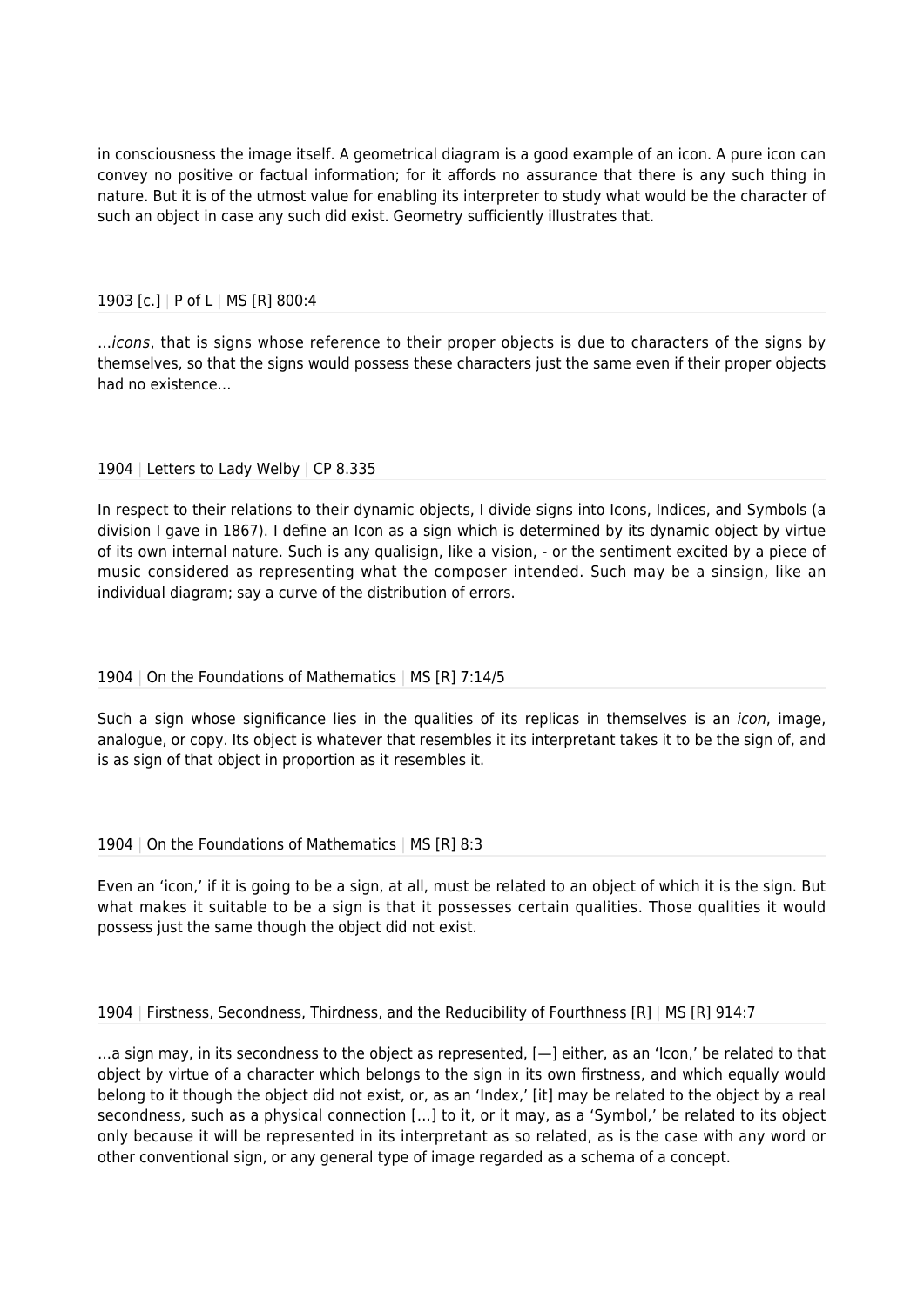in consciousness the image itself. A geometrical diagram is a good example of an icon. A pure icon can convey no positive or factual information; for it affords no assurance that there is any such thing in nature. But it is of the utmost value for enabling its interpreter to study what would be the character of such an object in case any such did exist. Geometry sufficiently illustrates that.

1903 [c.] | P of L | MS [R] 800:4

…*icons*, that is signs whose reference to their proper objects is due to characters of the signs by themselves, so that the signs would possess these characters just the same even if their proper objects had no existence…

1904 | Letters to Lady Welby | CP 8.335

In respect to their relations to their dynamic objects, I divide signs into Icons, Indices, and Symbols (a division I gave in 1867). I define an Icon as a sign which is determined by its dynamic object by virtue of its own internal nature. Such is any qualisign, like a vision, - or the sentiment excited by a piece of music considered as representing what the composer intended. Such may be a sinsign, like an individual diagram; say a curve of the distribution of errors.

1904 | On the Foundations of Mathematics | MS [R] 7:14/5

Such a sign whose significance lies in the qualities of its replicas in themselves is an *icon*, image, analogue, or copy. Its object is whatever that resembles it its interpretant takes it to be the sign of, and is as sign of that object in proportion as it resembles it.

1904 | On the Foundations of Mathematics | MS [R] 8:3

Even an 'icon,' if it is going to be a sign, at all, must be related to an object of which it is the sign. But what makes it suitable to be a sign is that it possesses certain qualities. Those qualities it would possess just the same though the object did not exist.

1904 | Firstness, Secondness, Thirdness, and the Reducibility of Fourthness [R] | MS [R] 914:7

…a sign may, in its secondness to the object as represented, [—] either, as an 'Icon,' be related to that object by virtue of a character which belongs to the sign in its own firstness, and which equally would belong to it though the object did not exist, or, as an 'Index,' [it] may be related to the object by a real secondness, such as a physical connection […] to it, or it may, as a 'Symbol,' be related to its object only because it will be represented in its interpretant as so related, as is the case with any word or other conventional sign, or any general type of image regarded as a schema of a concept.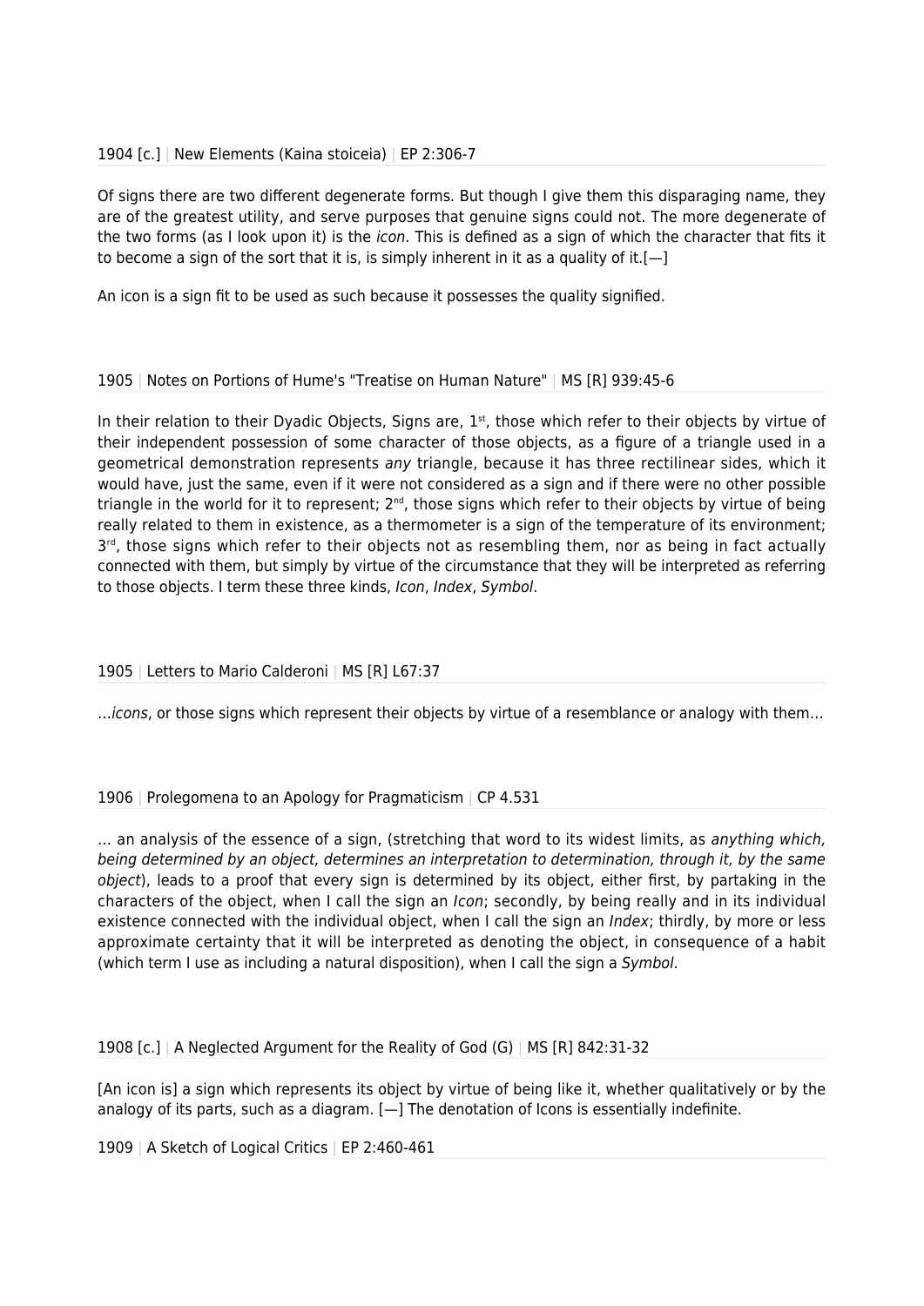1904 [c.] | New Elements (Kaina stoiceia) | EP 2:306-7

Of signs there are two different degenerate forms. But though I give them this disparaging name, they are of the greatest utility, and serve purposes that genuine signs could not. The more degenerate of the two forms (as I look upon it) is the *icon*. This is defined as a sign of which the character that fits it to become a sign of the sort that it is, is simply inherent in it as a quality of it.[—]

An icon is a sign fit to be used as such because it possesses the quality signified.

1905 | Notes on Portions of Hume's "Treatise on Human Nature" | MS [R] 939:45-6

In their relation to their Dyadic Objects, Signs are, 1st, those which refer to their objects by virtue of their independent possession of some character of those objects, as a figure of a triangle used in a geometrical demonstration represents *any* triangle, because it has three rectilinear sides, which it would have, just the same, even if it were not considered as a sign and if there were no other possible triangle in the world for it to represent; 2nd, those signs which refer to their objects by virtue of being really related to them in existence, as a thermometer is a sign of the temperature of its environment; 3rd, those signs which refer to their objects not as resembling them, nor as being in fact actually connected with them, but simply by virtue of the circumstance that they will be interpreted as referring to those objects. I term these three kinds, *Icon*, *Index*, *Symbol*.

1905 | Letters to Mario Calderoni | MS [R] L67:37

…*icons*, or those signs which represent their objects by virtue of a resemblance or analogy with them…

1906 | Prolegomena to an Apology for Pragmaticism | CP 4.531

… an analysis of the essence of a sign, (stretching that word to its widest limits, as *anything which, being determined by an object, determines an interpretation to determination, through it, by the same object*), leads to a proof that every sign is determined by its object, either first, by partaking in the characters of the object, when I call the sign an *Icon*; secondly, by being really and in its individual existence connected with the individual object, when I call the sign an *Index*; thirdly, by more or less approximate certainty that it will be interpreted as denoting the object, in consequence of a habit (which term I use as including a natural disposition), when I call the sign a *Symbol*.

1908 [c.] | A Neglected Argument for the Reality of God (G) | MS [R] 842:31-32

[An icon is] a sign which represents its object by virtue of being like it, whether qualitatively or by the analogy of its parts, such as a diagram. [—] The denotation of Icons is essentially indefinite.

1909 | A Sketch of Logical Critics | EP 2:460-461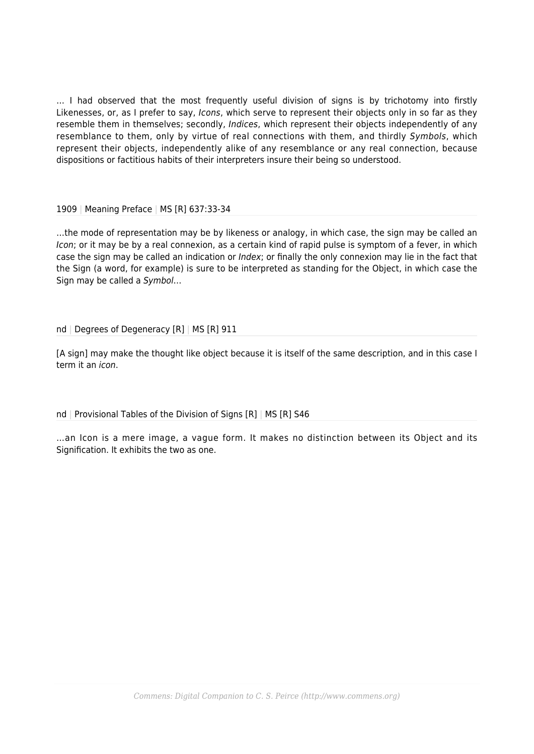… I had observed that the most frequently useful division of signs is by trichotomy into firstly Likenesses, or, as I prefer to say, *Icons*, which serve to represent their objects only in so far as they resemble them in themselves; secondly, *Indices*, which represent their objects independently of any resemblance to them, only by virtue of real connections with them, and thirdly *Symbols*, which represent their objects, independently alike of any resemblance or any real connection, because dispositions or factitious habits of their interpreters insure their being so understood.

1909 | Meaning Preface | MS [R] 637:33-34

…the mode of representation may be by likeness or analogy, in which case, the sign may be called an *Icon*; or it may be by a real connexion, as a certain kind of rapid pulse is symptom of a fever, in which case the sign may be called an indication or *Index*; or finally the only connexion may lie in the fact that the Sign (a word, for example) is sure to be interpreted as standing for the Object, in which case the Sign may be called a *Symbol*…

nd | Degrees of Degeneracy [R] | MS [R] 911

[A sign] may make the thought like object because it is itself of the same description, and in this case I term it an *icon*.

nd | Provisional Tables of the Division of Signs [R] | MS [R] S46

…an Icon is a mere image, a vague form. It makes no distinction between its Object and its Signification. It exhibits the two as one.